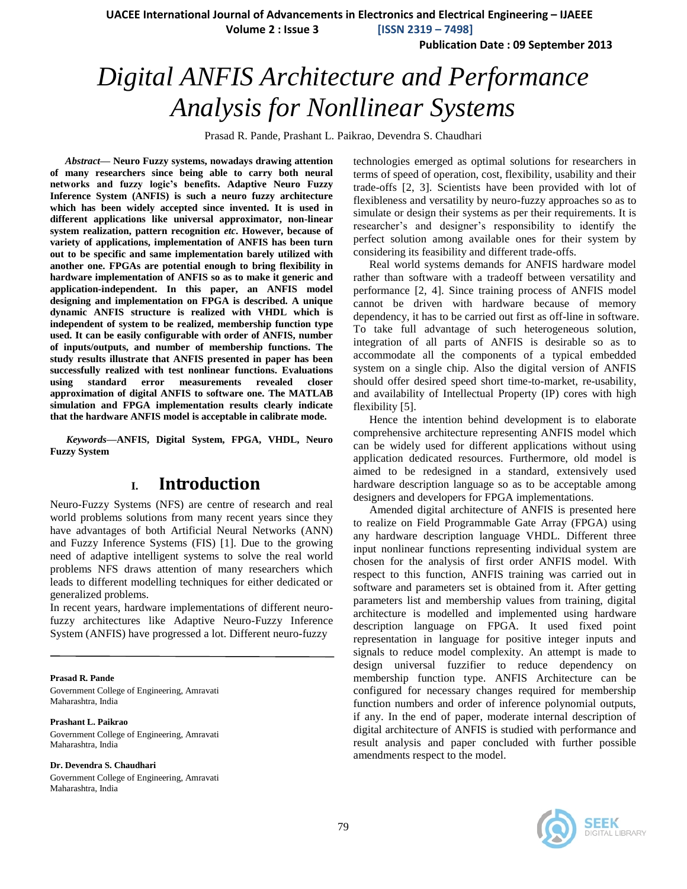# Digital ANFIS Architecture and Performance Analysis for Nonllinear Systems

Prasad R. Pande, Prashant L. Paikrao, Devendra S. Chaudhari

***Abstract*— Neuro Fuzzy systems, nowadays drawing attention of many researchers since being able to carry both neural networks and fuzzy logic's benefits. Adaptive Neuro Fuzzy Inference System (ANFIS) is such a neuro fuzzy architecture which has been widely accepted since invented. It is used in different applications like universal approximator, non-linear system realization, pattern recognition *etc*. However, because of variety of applications, implementation of ANFIS has been turn out to be specific and same implementation barely utilized with another one. FPGAs are potential enough to bring flexibility in hardware implementation of ANFIS so as to make it generic and application-independent. In this paper, an ANFIS model designing and implementation on FPGA is described. A unique dynamic ANFIS structure is realized with VHDL which is independent of system to be realized, membership function type used. It can be easily configurable with order of ANFIS, number of inputs/outputs, and number of membership functions. The study results illustrate that ANFIS presented in paper has been successfully realized with test nonlinear functions. Evaluations using standard error measurements revealed closer approximation of digital ANFIS to software one. The MATLAB simulation and FPGA implementation results clearly indicate that the hardware ANFIS model is acceptable in calibrate mode.**

***Keywords*—ANFIS, Digital System, FPGA, VHDL, Neuro Fuzzy System**

## I. Introduction

Neuro-Fuzzy Systems (NFS) are centre of research and real world problems solutions from many recent years since they have advantages of both Artificial Neural Networks (ANN) and Fuzzy Inference Systems (FIS) [1]. Due to the growing need of adaptive intelligent systems to solve the real world problems NFS draws attention of many researchers which leads to different modelling techniques for either dedicated or generalized problems.

In recent years, hardware implementations of different neuro-fuzzy architectures like Adaptive Neuro-Fuzzy Inference System (ANFIS) have progressed a lot. Different neuro-fuzzy technologies emerged as optimal solutions for researchers in terms of speed of operation, cost, flexibility, usability and their trade-offs [2, 3]. Scientists have been provided with lot of flexibleness and versatility by neuro-fuzzy approaches so as to simulate or design their systems as per their requirements. It is researcher's and designer's responsibility to identify the perfect solution among available ones for their system by considering its feasibility and different trade-offs.

Real world systems demands for ANFIS hardware model rather than software with a tradeoff between versatility and performance [2, 4]. Since training process of ANFIS model cannot be driven with hardware because of memory dependency, it has to be carried out first as off-line in software. To take full advantage of such heterogeneous solution, integration of all parts of ANFIS is desirable so as to accommodate all the components of a typical embedded system on a single chip. Also the digital version of ANFIS should offer desired speed short time-to-market, re-usability, and availability of Intellectual Property (IP) cores with high flexibility [5].

Hence the intention behind development is to elaborate comprehensive architecture representing ANFIS model which can be widely used for different applications without using application dedicated resources. Furthermore, old model is aimed to be redesigned in a standard, extensively used hardware description language so as to be acceptable among designers and developers for FPGA implementations.

Amended digital architecture of ANFIS is presented here to realize on Field Programmable Gate Array (FPGA) using any hardware description language VHDL. Different three input nonlinear functions representing individual system are chosen for the analysis of first order ANFIS model. With respect to this function, ANFIS training was carried out in software and parameters set is obtained from it. After getting parameters list and membership values from training, digital architecture is modelled and implemented using hardware description language on FPGA. It used fixed point representation in language for positive integer inputs and signals to reduce model complexity. An attempt is made to design universal fuzzifier to reduce dependency on membership function type. ANFIS Architecture can be configured for necessary changes required for membership function numbers and order of inference polynomial outputs, if any. In the end of paper, moderate internal description of digital architecture of ANFIS is studied with performance and result analysis and paper concluded with further possible amendments respect to the model.

**Prasad R. Pande**
Government College of Engineering, Amravati
Maharashtra, India

**Prashant L. Paikrao**
Government College of Engineering, Amravati
Maharashtra, India

**Dr. Devendra S. Chaudhari**
Government College of Engineering, Amravati
Maharashtra, India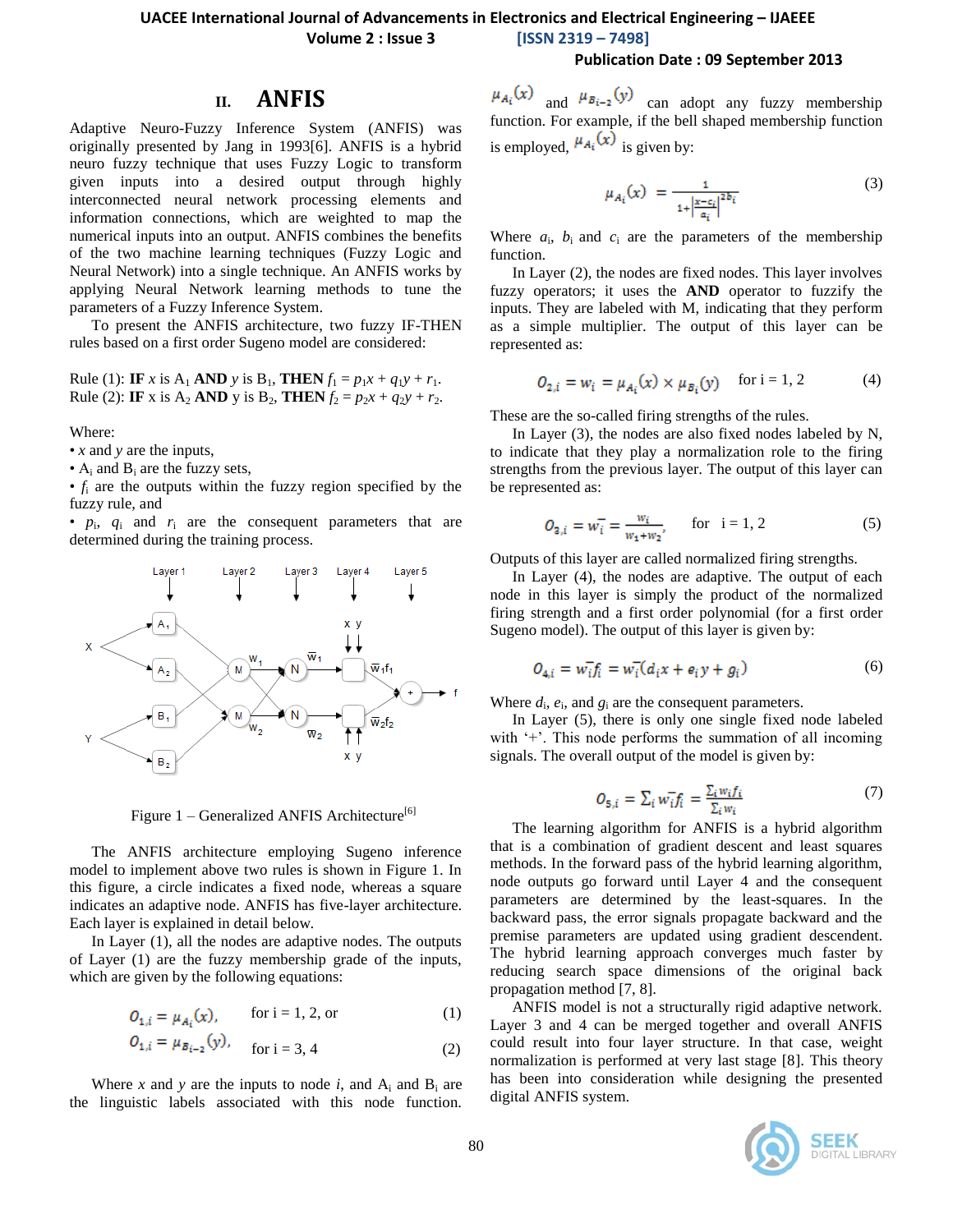## II. ANFIS

Adaptive Neuro-Fuzzy Inference System (ANFIS) was originally presented by Jang in 1993[6]. ANFIS is a hybrid neuro fuzzy technique that uses Fuzzy Logic to transform given inputs into a desired output through highly interconnected neural network processing elements and information connections, which are weighted to map the numerical inputs into an output. ANFIS combines the benefits of the two machine learning techniques (Fuzzy Logic and Neural Network) into a single technique. An ANFIS works by applying Neural Network learning methods to tune the parameters of a Fuzzy Inference System.

To present the ANFIS architecture, two fuzzy IF-THEN rules based on a first order Sugeno model are considered:

Rule (1): **IF** *x* is $A_1$ **AND** *y* is $B_1$, **THEN** $f_1 = p_1x + q_1y + r_1$.
Rule (2): **IF** x is $A_2$ **AND** y is $B_2$, **THEN** $f_2 = p_2x + q_2y + r_2$.

Where:
- *x* and *y* are the inputs,
- $A_i$ and $B_i$ are the fuzzy sets,
- $f_i$ are the outputs within the fuzzy region specified by the fuzzy rule, and
- $p_i$, $q_i$ and $r_i$ are the consequent parameters that are determined during the training process.

Figure 1 – Generalized ANFIS Architecture[6]

The ANFIS architecture employing Sugeno inference model to implement above two rules is shown in Figure 1. In this figure, a circle indicates a fixed node, whereas a square indicates an adaptive node. ANFIS has five-layer architecture. Each layer is explained in detail below.

In Layer (1), all the nodes are adaptive nodes. The outputs of Layer (1) are the fuzzy membership grade of the inputs, which are given by the following equations:

$$O_{1,i} = \mu_{A_i}(x), \quad \text{for i = 1, 2, or} \tag{1}$$

$$O_{1,i} = \mu_{B_{i-2}}(y), \quad \text{for i = 3, 4} \tag{2}$$

Where *x* and *y* are the inputs to node *i*, and $A_i$ and $B_i$ are the linguistic labels associated with this node function. $\mu_{A_i}(x)$ and $\mu_{B_{i-2}}(y)$ can adopt any fuzzy membership function. For example, if the bell shaped membership function is employed, $\mu_{A_i}(x)$ is given by:

$$\mu_{A_i}(x) = \frac{1}{1+\left|\frac{x-c_i}{a_i}\right|^{2b_i}} \tag{3}$$

Where $a_i$, $b_i$ and $c_i$ are the parameters of the membership function.

In Layer (2), the nodes are fixed nodes. This layer involves fuzzy operators; it uses the **AND** operator to fuzzify the inputs. They are labeled with M, indicating that they perform as a simple multiplier. The output of this layer can be represented as:

$$O_{2,i} = w_i = \mu_{A_i}(x) \times \mu_{B_i}(y) \quad \text{for i = 1, 2} \tag{4}$$

These are the so-called firing strengths of the rules.

In Layer (3), the nodes are also fixed nodes labeled by N, to indicate that they play a normalization role to the firing strengths from the previous layer. The output of this layer can be represented as:

$$O_{3,i} = \overline{w_i} = \frac{w_i}{w_1+w_2}, \quad \text{for i = 1, 2} \tag{5}$$

Outputs of this layer are called normalized firing strengths.

In Layer (4), the nodes are adaptive. The output of each node in this layer is simply the product of the normalized firing strength and a first order polynomial (for a first order Sugeno model). The output of this layer is given by:

$$O_{4,i} = \overline{w_i} f_i = \overline{w_i}(d_i x + e_i y + g_i) \tag{6}$$

Where $d_i$, $e_i$, and $g_i$ are the consequent parameters.

In Layer (5), there is only one single fixed node labeled with '+'. This node performs the summation of all incoming signals. The overall output of the model is given by:

$$O_{5,i} = \sum_i \overline{w_i} f_i = \frac{\sum_i w_i f_i}{\sum_i w_i} \tag{7}$$

The learning algorithm for ANFIS is a hybrid algorithm that is a combination of gradient descent and least squares methods. In the forward pass of the hybrid learning algorithm, node outputs go forward until Layer 4 and the consequent parameters are determined by the least-squares. In the backward pass, the error signals propagate backward and the premise parameters are updated using gradient descendent. The hybrid learning approach converges much faster by reducing search space dimensions of the original back propagation method [7, 8].

ANFIS model is not a structurally rigid adaptive network. Layer 3 and 4 can be merged together and overall ANFIS could result into four layer structure. In that case, weight normalization is performed at very last stage [8]. This theory has been into consideration while designing the presented digital ANFIS system.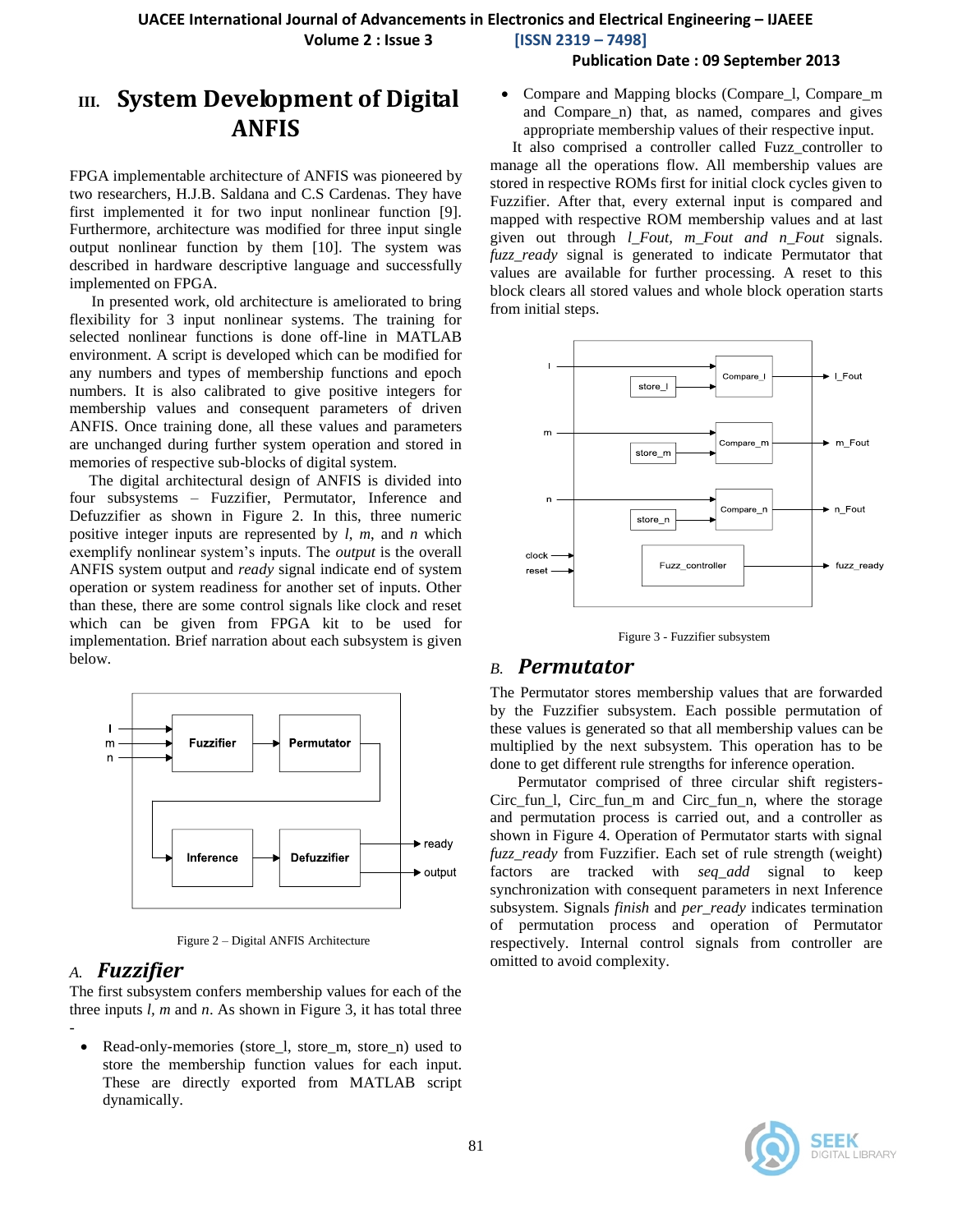# III. System Development of Digital ANFIS

FPGA implementable architecture of ANFIS was pioneered by two researchers, H.J.B. Saldana and C.S Cardenas. They have first implemented it for two input nonlinear function [9]. Furthermore, architecture was modified for three input single output nonlinear function by them [10]. The system was described in hardware descriptive language and successfully implemented on FPGA.

In presented work, old architecture is ameliorated to bring flexibility for 3 input nonlinear systems. The training for selected nonlinear functions is done off-line in MATLAB environment. A script is developed which can be modified for any numbers and types of membership functions and epoch numbers. It is also calibrated to give positive integers for membership values and consequent parameters of driven ANFIS. Once training done, all these values and parameters are unchanged during further system operation and stored in memories of respective sub-blocks of digital system.

The digital architectural design of ANFIS is divided into four subsystems – Fuzzifier, Permutator, Inference and Defuzzifier as shown in Figure 2. In this, three numeric positive integer inputs are represented by *l*, *m*, and *n* which exemplify nonlinear system's inputs. The *output* is the overall ANFIS system output and *ready* signal indicate end of system operation or system readiness for another set of inputs. Other than these, there are some control signals like clock and reset which can be given from FPGA kit to be used for implementation. Brief narration about each subsystem is given below.

Figure 2 – Digital ANFIS Architecture

## A. Fuzzifier

The first subsystem confers membership values for each of the three inputs *l*, *m* and *n*. As shown in Figure 3, it has total three -

- Read-only-memories (store_l, store_m, store_n) used to store the membership function values for each input. These are directly exported from MATLAB script dynamically.
- Compare and Mapping blocks (Compare_l, Compare_m and Compare_n) that, as named, compares and gives appropriate membership values of their respective input.

It also comprised a controller called Fuzz_controller to manage all the operations flow. All membership values are stored in respective ROMs first for initial clock cycles given to Fuzzifier. After that, every external input is compared and mapped with respective ROM membership values and at last given out through *l_Fout, m_Fout and n_Fout* signals. *fuzz_ready* signal is generated to indicate Permutator that values are available for further processing. A reset to this block clears all stored values and whole block operation starts from initial steps.

Figure 3 - Fuzzifier subsystem

## B. Permutator

The Permutator stores membership values that are forwarded by the Fuzzifier subsystem. Each possible permutation of these values is generated so that all membership values can be multiplied by the next subsystem. This operation has to be done to get different rule strengths for inference operation.

Permutator comprised of three circular shift registers-Circ_fun_l, Circ_fun_m and Circ_fun_n, where the storage and permutation process is carried out, and a controller as shown in Figure 4. Operation of Permutator starts with signal *fuzz_ready* from Fuzzifier. Each set of rule strength (weight) factors are tracked with *seq_add* signal to keep synchronization with consequent parameters in next Inference subsystem. Signals *finish* and *per_ready* indicates termination of permutation process and operation of Permutator respectively. Internal control signals from controller are omitted to avoid complexity.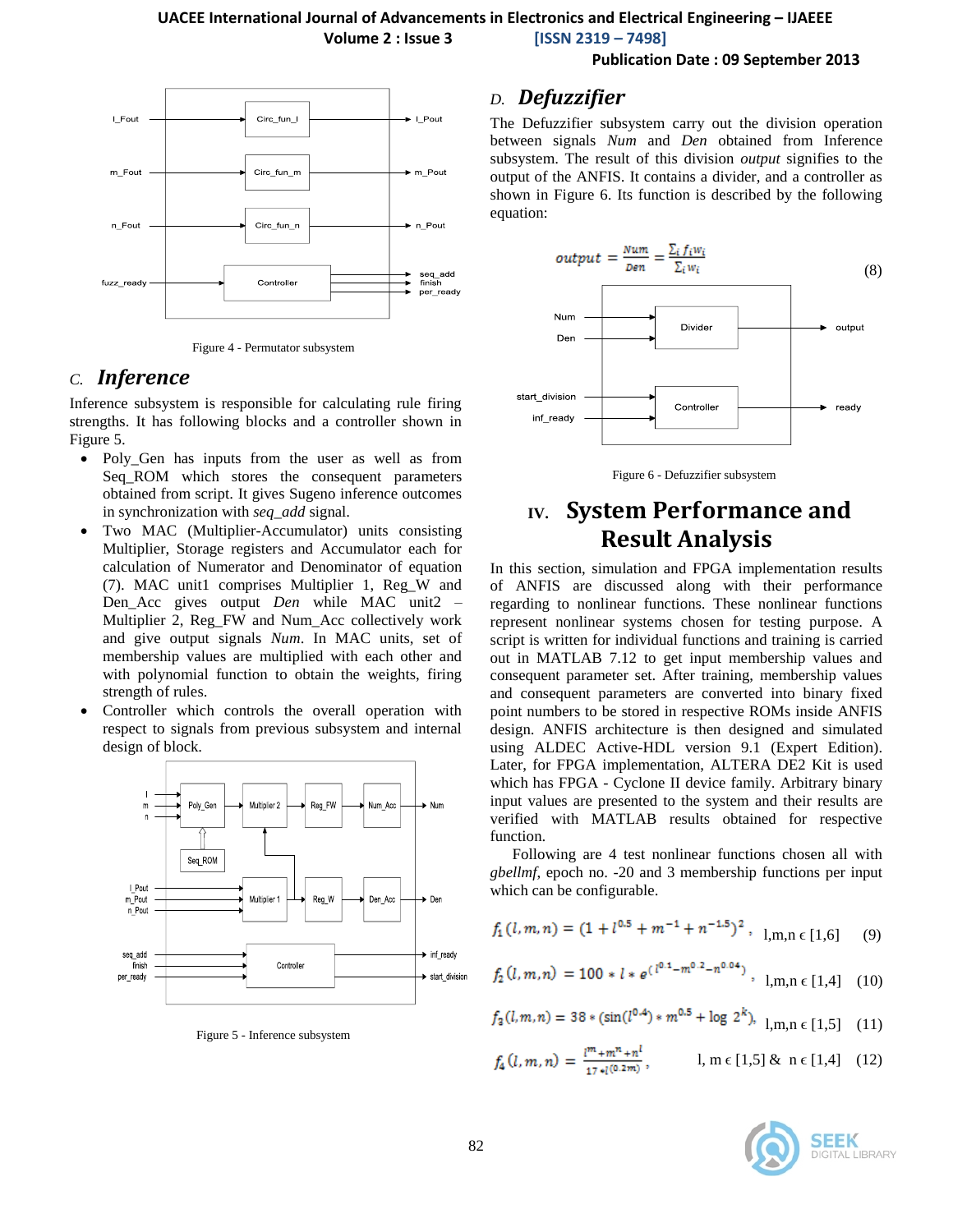Figure 4 - Permutator subsystem

## C. *Inference*

Inference subsystem is responsible for calculating rule firing strengths. It has following blocks and a controller shown in Figure 5.

- Poly_Gen has inputs from the user as well as from Seq_ROM which stores the consequent parameters obtained from script. It gives Sugeno inference outcomes in synchronization with *seq_add* signal.
- Two MAC (Multiplier-Accumulator) units consisting Multiplier, Storage registers and Accumulator each for calculation of Numerator and Denominator of equation (7). MAC unit1 comprises Multiplier 1, Reg_W and Den_Acc gives output *Den* while MAC unit2 – Multiplier 2, Reg_FW and Num_Acc collectively work and give output signals *Num*. In MAC units, set of membership values are multiplied with each other and with polynomial function to obtain the weights, firing strength of rules.
- Controller which controls the overall operation with respect to signals from previous subsystem and internal design of block.

Figure 5 - Inference subsystem

## D. *Defuzzifier*

The Defuzzifier subsystem carry out the division operation between signals *Num* and *Den* obtained from Inference subsystem. The result of this division *output* signifies to the output of the ANFIS. It contains a divider, and a controller as shown in Figure 6. Its function is described by the following equation:

$$output = \frac{Num}{Den} = \frac{\sum_i f_i w_i}{\sum_i w_i} \tag{8}$$

Figure 6 - Defuzzifier subsystem

# IV. System Performance and Result Analysis

In this section, simulation and FPGA implementation results of ANFIS are discussed along with their performance regarding to nonlinear functions. These nonlinear functions represent nonlinear systems chosen for testing purpose. A script is written for individual functions and training is carried out in MATLAB 7.12 to get input membership values and consequent parameter set. After training, membership values and consequent parameters are converted into binary fixed point numbers to be stored in respective ROMs inside ANFIS design. ANFIS architecture is then designed and simulated using ALDEC Active-HDL version 9.1 (Expert Edition). Later, for FPGA implementation, ALTERA DE2 Kit is used which has FPGA - Cyclone II device family. Arbitrary binary input values are presented to the system and their results are verified with MATLAB results obtained for respective function.

Following are 4 test nonlinear functions chosen all with *gbellmf*, epoch no. -20 and 3 membership functions per input which can be configurable.

$$f_1(l,m,n) = (1 + l^{0.5} + m^{-1} + n^{-1.5})^2, \quad l,m,n \in [1,6] \tag{9}$$

$$f_2(l,m,n) = 100 * l * e^{(l^{0.1} - m^{0.2} - n^{0.04})}, \quad l,m,n \in [1,4] \tag{10}$$

$$f_3(l,m,n) = 38 * (\sin(l^{0.4}) * m^{0.5} + \log 2^k), \quad l,m,n \in [1,5] \tag{11}$$

$$f_4(l,m,n) = \frac{l^m + m^n + n^l}{17 * l^{(0.2m)}}, \quad l,m \in [1,5] \ \& \ n \in [1,4] \tag{12}$$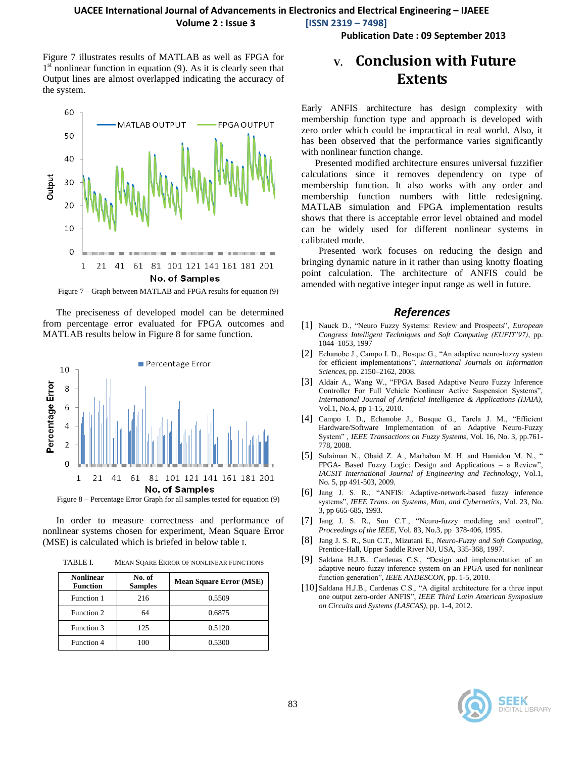Figure 7 illustrates results of MATLAB as well as FPGA for 1st nonlinear function in equation (9). As it is clearly seen that Output lines are almost overlapped indicating the accuracy of the system.

MATLAB OUTPUT
FPGA OUTPUT
Output
60
50
40
30
20
10
0
1 21 41 61 81 101 121 141 161 181 201
No. of Samples

Figure 7 – Graph between MATLAB and FPGA results for equation (9)

The preciseness of developed model can be determined from percentage error evaluated for FPGA outcomes and MATLAB results below in Figure 8 for same function.

Percentage Error
Percentage Error
10
8
6
4
2
0
1 21 41 61 81 101 121 141 161 181 201
No. of Samples

Figure 8 – Percentage Error Graph for all samples tested for equation (9)

In order to measure correctness and performance of nonlinear systems chosen for experiment, Mean Square Error (MSE) is calculated which is briefed in below table I.

TABLE I. MEAN SQARE ERROR OF NONLINEAR FUNCTIONS

| Nonlinear Function | No. of Samples | Mean Square Error (MSE) |
|---|---|---|
| Function 1 | 216 | 0.5509 |
| Function 2 | 64 | 0.6875 |
| Function 3 | 125 | 0.5120 |
| Function 4 | 100 | 0.5300 |

# V. Conclusion with Future Extents

Early ANFIS architecture has design complexity with membership function type and approach is developed with zero order which could be impractical in real world. Also, it has been observed that the performance varies significantly with nonlinear function change.

Presented modified architecture ensures universal fuzzifier calculations since it removes dependency on type of membership function. It also works with any order and membership function numbers with little redesigning. MATLAB simulation and FPGA implementation results shows that there is acceptable error level obtained and model can be widely used for different nonlinear systems in calibrated mode.

Presented work focuses on reducing the design and bringing dynamic nature in it rather than using knotty floating point calculation. The architecture of ANFIS could be amended with negative integer input range as well in future.

## References

[1] Nauck D., "Neuro Fuzzy Systems: Review and Prospects", *European Congress Intelligent Techniques and Soft Computing (EUFIT'97)*, pp. 1044–1053, 1997

[2] Echanobe J., Campo I. D., Bosque G., "An adaptive neuro-fuzzy system for efficient implementations", *International Journals on Information Sciences*, pp. 2150–2162, 2008.

[3] Aldair A., Wang W., "FPGA Based Adaptive Neuro Fuzzy Inference Controller For Full Vehicle Nonlinear Active Suspension Systems", *International Journal of Artificial Intelligence & Applications (IJAIA)*, Vol.1, No.4, pp 1-15, 2010.

[4] Campo I. D., Echanobe J., Bosque G., Tarela J. M., "Efficient Hardware/Software Implementation of an Adaptive Neuro-Fuzzy System" , *IEEE Transactions on Fuzzy Systems*, Vol. 16, No. 3, pp.761-778, 2008.

[5] Sulaiman N., Obaid Z. A., Marhaban M. H. and Hamidon M. N., " FPGA- Based Fuzzy Logic: Design and Applications – a Review", *IACSIT International Journal of Engineering and Technology*, Vol.1, No. 5, pp 491-503, 2009.

[6] Jang J. S. R., "ANFIS: Adaptive-network-based fuzzy inference systems", *IEEE Trans. on Systems, Man, and Cybernetics*, Vol. 23, No. 3, pp 665-685, 1993.

[7] Jang J. S. R., Sun C.T., "Neuro-fuzzy modeling and control", *Proceedings of the IEEE*, Vol. 83, No.3, pp 378-406, 1995.

[8] Jang J. S. R., Sun C.T., Mizutani E., *Neuro-Fuzzy and Soft Computing*, Prentice-Hall, Upper Saddle River NJ, USA, 335-368, 1997.

[9] Saldana H.J.B., Cardenas C.S., "Design and implementation of an adaptive neuro fuzzy inference system on an FPGA used for nonlinear function generation", *IEEE ANDESCON*, pp. 1-5, 2010.

[10] Saldana H.J.B., Cardenas C.S., "A digital architecture for a three input one output zero-order ANFIS", *IEEE Third Latin American Symposium on Circuits and Systems (LASCAS)*, pp. 1-4, 2012.